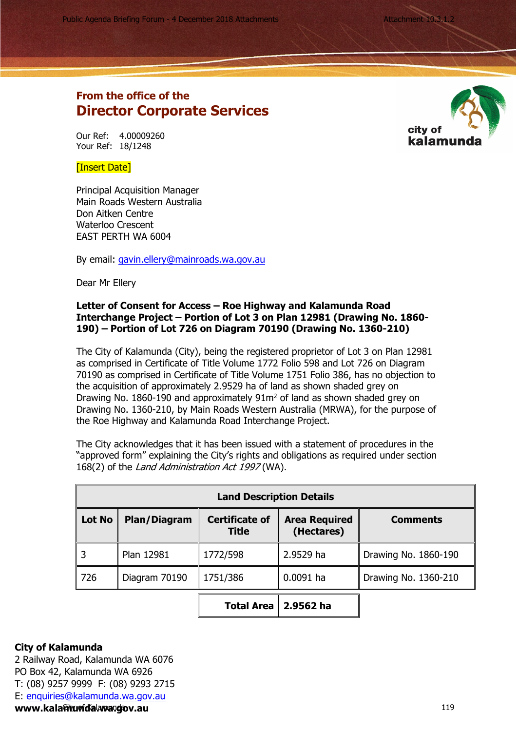## From the office of the
# Director Corporate Services

Our Ref: 4.00009260
Your Ref: 18/1248

[Insert Date]

Principal Acquisition Manager
Main Roads Western Australia
Don Aitken Centre
Waterloo Crescent
EAST PERTH WA 6004

By email: gavin.ellery@mainroads.wa.gov.au

Dear Mr Ellery

**Letter of Consent for Access – Roe Highway and Kalamunda Road Interchange Project – Portion of Lot 3 on Plan 12981 (Drawing No. 1860-190) – Portion of Lot 726 on Diagram 70190 (Drawing No. 1360-210)**

The City of Kalamunda (City), being the registered proprietor of Lot 3 on Plan 12981 as comprised in Certificate of Title Volume 1772 Folio 598 and Lot 726 on Diagram 70190 as comprised in Certificate of Title Volume 1751 Folio 386, has no objection to the acquisition of approximately 2.9529 ha of land as shown shaded grey on Drawing No. 1860-190 and approximately 91m$^2$ of land as shown shaded grey on Drawing No. 1360-210, by Main Roads Western Australia (MRWA), for the purpose of the Roe Highway and Kalamunda Road Interchange Project.

The City acknowledges that it has been issued with a statement of procedures in the "approved form" explaining the City's rights and obligations as required under section 168(2) of the *Land Administration Act 1997* (WA).

| Land Description Details | | | | |
|---|---|---|---|---|
| **Lot No** | **Plan/Diagram** | **Certificate of Title** | **Area Required (Hectares)** | **Comments** |
| 3 | Plan 12981 | 1772/598 | 2.9529 ha | Drawing No. 1860-190 |
| 726 | Diagram 70190 | 1751/386 | 0.0091 ha | Drawing No. 1360-210 |
| | | **Total Area** | **2.9562 ha** | |

**City of Kalamunda**
2 Railway Road, Kalamunda WA 6076
PO Box 42, Kalamunda WA 6926
T: (08) 9257 9999 F: (08) 9293 2715
E: enquiries@kalamunda.wa.gov.au
**www.kalamunda.wa.gov.au**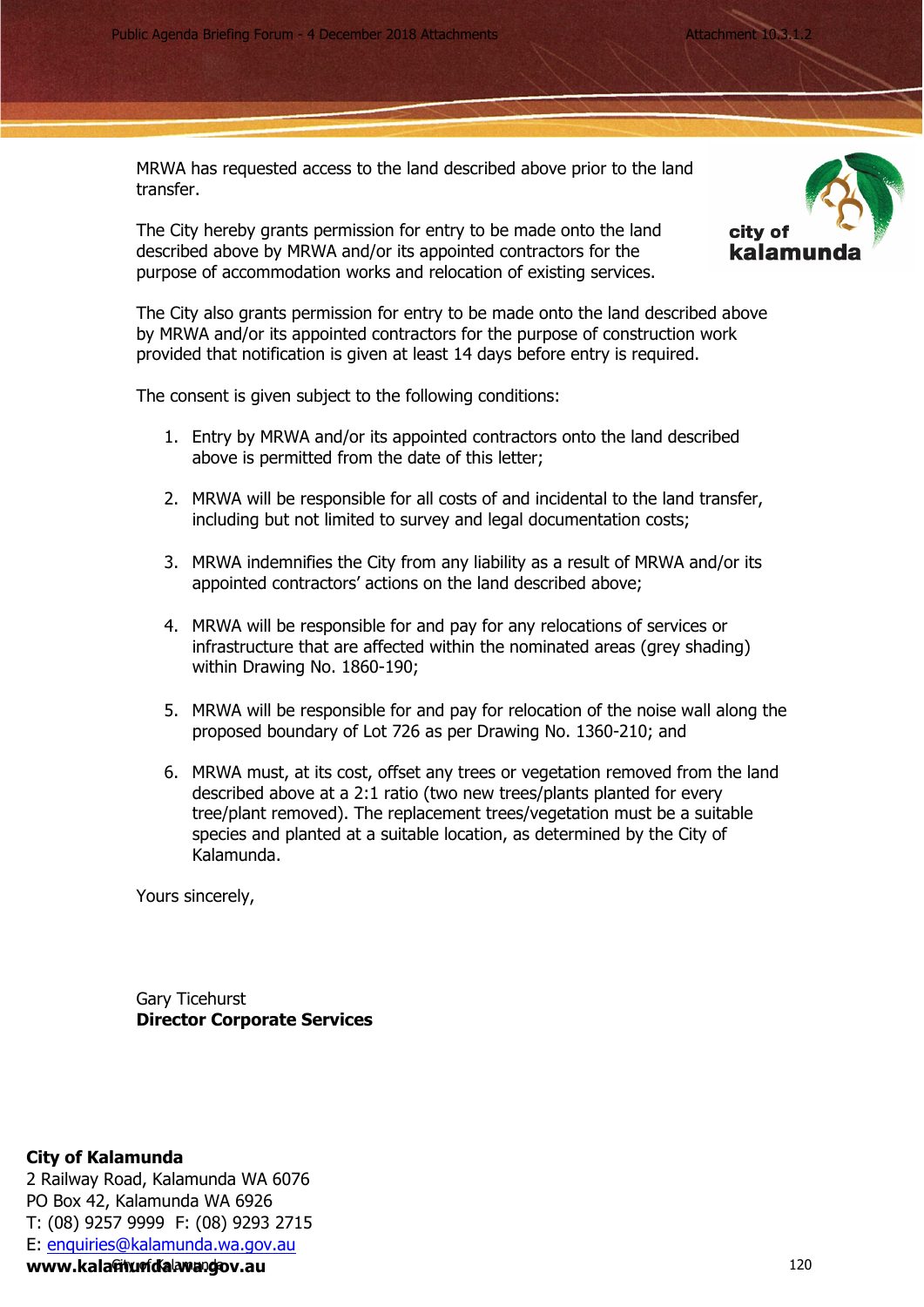MRWA has requested access to the land described above prior to the land transfer.

The City hereby grants permission for entry to be made onto the land described above by MRWA and/or its appointed contractors for the purpose of accommodation works and relocation of existing services.

The City also grants permission for entry to be made onto the land described above by MRWA and/or its appointed contractors for the purpose of construction work provided that notification is given at least 14 days before entry is required.

The consent is given subject to the following conditions:

1. Entry by MRWA and/or its appointed contractors onto the land described above is permitted from the date of this letter;
2. MRWA will be responsible for all costs of and incidental to the land transfer, including but not limited to survey and legal documentation costs;
3. MRWA indemnifies the City from any liability as a result of MRWA and/or its appointed contractors' actions on the land described above;
4. MRWA will be responsible for and pay for any relocations of services or infrastructure that are affected within the nominated areas (grey shading) within Drawing No. 1860-190;
5. MRWA will be responsible for and pay for relocation of the noise wall along the proposed boundary of Lot 726 as per Drawing No. 1360-210; and
6. MRWA must, at its cost, offset any trees or vegetation removed from the land described above at a 2:1 ratio (two new trees/plants planted for every tree/plant removed). The replacement trees/vegetation must be a suitable species and planted at a suitable location, as determined by the City of Kalamunda.

Yours sincerely,

Gary Ticehurst
**Director Corporate Services**

**City of Kalamunda**
2 Railway Road, Kalamunda WA 6076
PO Box 42, Kalamunda WA 6926
T: (08) 9257 9999 F: (08) 9293 2715
E: enquiries@kalamunda.wa.gov.au
**www.kalamunda.wa.gov.au**